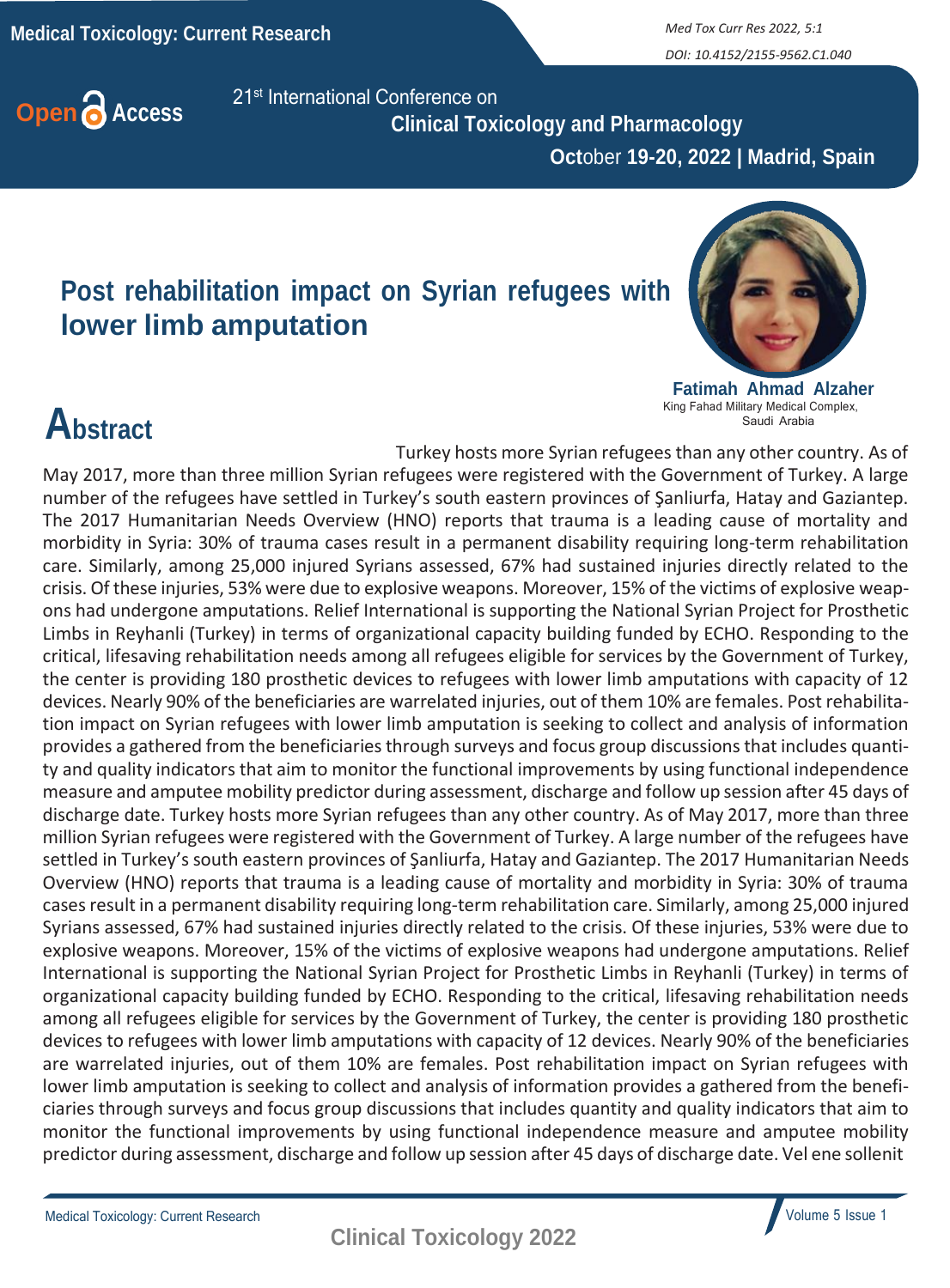21st International Conference on

**Clinical Toxicology and Pharmacology**

**October 19-20, 2022 | Madrid, Spain**

# Post rehabilitation impact on Syrian refugees with lower limb amputation

**Fatimah Ahmad Alzaher**
King Fahad Military Medical Complex, Saudi Arabia

## Abstract

Turkey hosts more Syrian refugees than any other country. As of May 2017, more than three million Syrian refugees were registered with the Government of Turkey. A large number of the refugees have settled in Turkey's south eastern provinces of Şanliurfa, Hatay and Gaziantep. The 2017 Humanitarian Needs Overview (HNO) reports that trauma is a leading cause of mortality and morbidity in Syria: 30% of trauma cases result in a permanent disability requiring long-term rehabilitation care. Similarly, among 25,000 injured Syrians assessed, 67% had sustained injuries directly related to the crisis. Of these injuries, 53% were due to explosive weapons. Moreover, 15% of the victims of explosive weapons had undergone amputations. Relief International is supporting the National Syrian Project for Prosthetic Limbs in Reyhanli (Turkey) in terms of organizational capacity building funded by ECHO. Responding to the critical, lifesaving rehabilitation needs among all refugees eligible for services by the Government of Turkey, the center is providing 180 prosthetic devices to refugees with lower limb amputations with capacity of 12 devices. Nearly 90% of the beneficiaries are warrelated injuries, out of them 10% are females. Post rehabilitation impact on Syrian refugees with lower limb amputation is seeking to collect and analysis of information provides a gathered from the beneficiaries through surveys and focus group discussions that includes quantity and quality indicators that aim to monitor the functional improvements by using functional independence measure and amputee mobility predictor during assessment, discharge and follow up session after 45 days of discharge date. Turkey hosts more Syrian refugees than any other country. As of May 2017, more than three million Syrian refugees were registered with the Government of Turkey. A large number of the refugees have settled in Turkey's south eastern provinces of Şanliurfa, Hatay and Gaziantep. The 2017 Humanitarian Needs Overview (HNO) reports that trauma is a leading cause of mortality and morbidity in Syria: 30% of trauma cases result in a permanent disability requiring long-term rehabilitation care. Similarly, among 25,000 injured Syrians assessed, 67% had sustained injuries directly related to the crisis. Of these injuries, 53% were due to explosive weapons. Moreover, 15% of the victims of explosive weapons had undergone amputations. Relief International is supporting the National Syrian Project for Prosthetic Limbs in Reyhanli (Turkey) in terms of organizational capacity building funded by ECHO. Responding to the critical, lifesaving rehabilitation needs among all refugees eligible for services by the Government of Turkey, the center is providing 180 prosthetic devices to refugees with lower limb amputations with capacity of 12 devices. Nearly 90% of the beneficiaries are warrelated injuries, out of them 10% are females. Post rehabilitation impact on Syrian refugees with lower limb amputation is seeking to collect and analysis of information provides a gathered from the beneficiaries through surveys and focus group discussions that includes quantity and quality indicators that aim to monitor the functional improvements by using functional independence measure and amputee mobility predictor during assessment, discharge and follow up session after 45 days of discharge date. Vel ene sollenit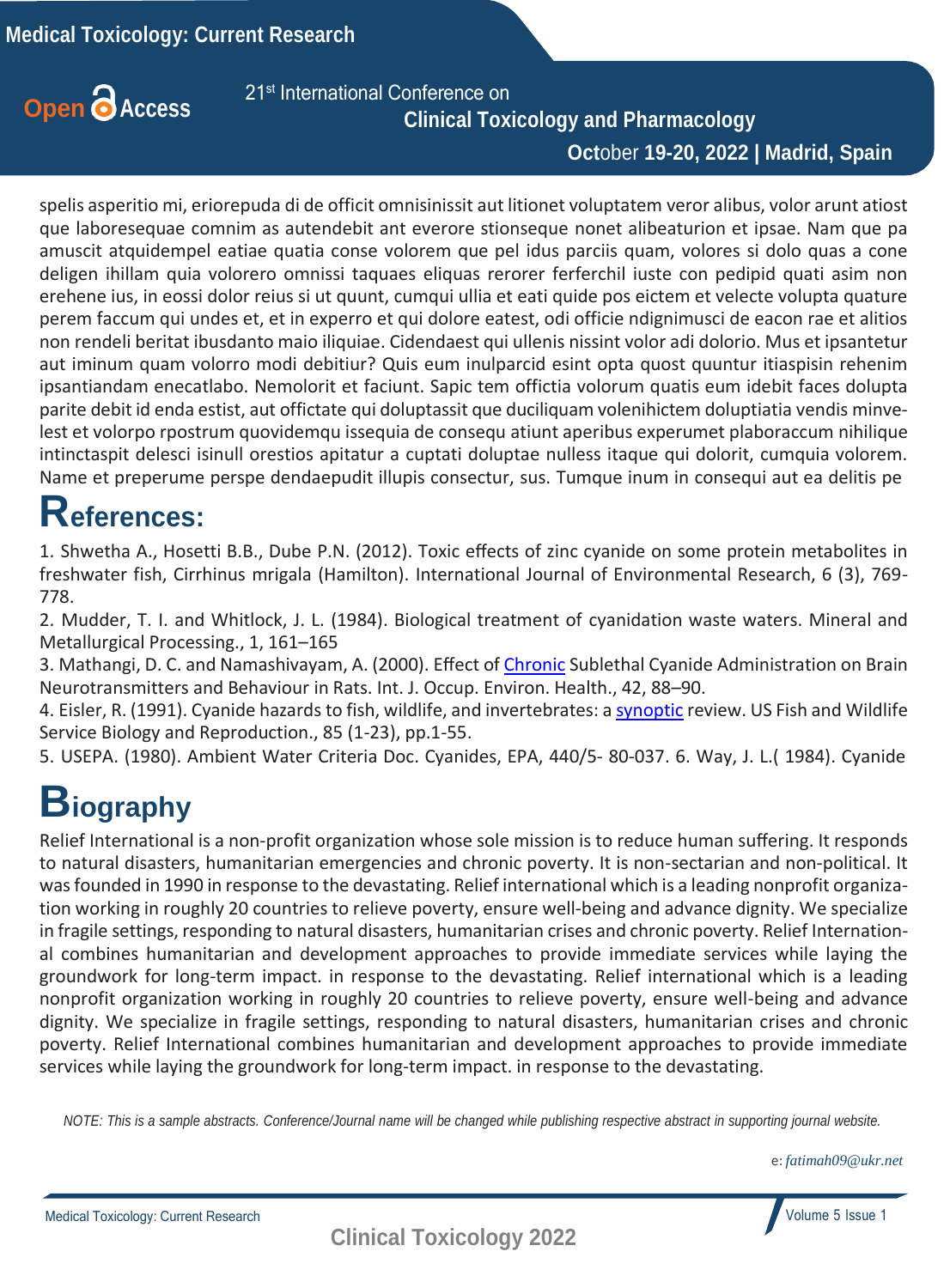spelis asperitio mi, eriorepuda di de officit omnisinissit aut litionet voluptatem veror alibus, volor arunt atiost que laboresequae comnim as autendebit ant everore stionseque nonet alibeaturion et ipsae. Nam que pa amuscit atquidempel eatiae quatia conse volorem que pel idus parciis quam, volores si dolo quas a cone deligen ihillam quia volorero omnissi taquaes eliquas reror er ferferchil iuste con pedipid quati asim non erehene ius, in eossi dolor reius si ut quunt, cumqui ullia et eati quide pos eictem et velecte volupta quature perem faccum qui undes et, et in experro et qui dolore eatest, odi officie ndignimusci de eacon rae et alitios non rendeli beritat ibusdanto maio iliquiae. Cidendaest qui ullenis nissint volor adi dolorio. Mus et ipsantetur aut iminum quam volorro modi debitiur? Quis eum inulparcid esint opta quost quuntur itiaspisin rehenim ipsantiandam enecatlabo. Nemolorit et faciunt. Sapic tem offictia volorum quatis eum idebit faces dolupta parite debit id enda estist, aut offictate qui doluptassit que duciliquam volenihictem doluptiatia vendis minvelest et volorpo rpostrum quovidemqu issequia de consequ atiunt aperibus experumet plaboraccum nihilique intinctaspit delesci isinull orestios apitatur a cuptati doluptae nulless itaque qui dolorit, cumquia volorem. Name et preperume perspe dendaepudit illupis consectur, sus. Tumque inum in consequi aut ea delitis pe

# References:

1. Shwetha A., Hosetti B.B., Dube P.N. (2012). Toxic effects of zinc cyanide on some protein metabolites in freshwater fish, Cirrhinus mrigala (Hamilton). International Journal of Environmental Research, 6 (3), 769-778.
2. Mudder, T. I. and Whitlock, J. L. (1984). Biological treatment of cyanidation waste waters. Mineral and Metallurgical Processing., 1, 161–165
3. Mathangi, D. C. and Namashivayam, A. (2000). Effect of Chronic Sublethal Cyanide Administration on Brain Neurotransmitters and Behaviour in Rats. Int. J. Occup. Environ. Health., 42, 88–90.
4. Eisler, R. (1991). Cyanide hazards to fish, wildlife, and invertebrates: a synoptic review. US Fish and Wildlife Service Biology and Reproduction., 85 (1-23), pp.1-55.
5. USEPA. (1980). Ambient Water Criteria Doc. Cyanides, EPA, 440/5- 80-037. 6. Way, J. L.( 1984). Cyanide

# Biography

Relief International is a non-profit organization whose sole mission is to reduce human suffering. It responds to natural disasters, humanitarian emergencies and chronic poverty. It is non-sectarian and non-political. It was founded in 1990 in response to the devastating. Relief international which is a leading nonprofit organization working in roughly 20 countries to relieve poverty, ensure well-being and advance dignity. We specialize in fragile settings, responding to natural disasters, humanitarian crises and chronic poverty. Relief International combines humanitarian and development approaches to provide immediate services while laying the groundwork for long-term impact. in response to the devastating. Relief international which is a leading nonprofit organization working in roughly 20 countries to relieve poverty, ensure well-being and advance dignity. We specialize in fragile settings, responding to natural disasters, humanitarian crises and chronic poverty. Relief International combines humanitarian and development approaches to provide immediate services while laying the groundwork for long-term impact. in response to the devastating.

*NOTE: This is a sample abstracts. Conference/Journal name will be changed while publishing respective abstract in supporting journal website.*

e: *fatimah09@ukr.net*